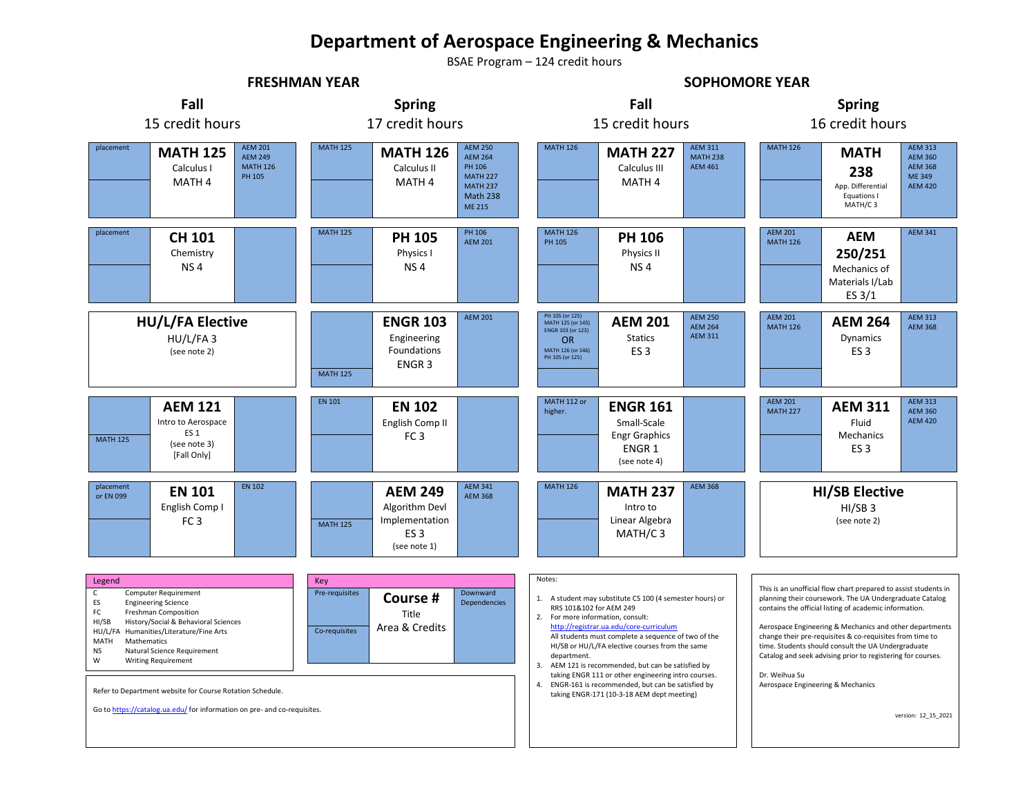# Department of Aerospace Engineering & Mechanics

BSAE Program – 124 credit hours

## FRESHMAN YEAR

### Fall — 15 credit hours

| Pre-requisites / Co-requisites | Course | Downward Dependencies |
|---|---|---|
| placement | **MATH 125** Calculus I MATH 4 | AEM 201, AEM 249, MATH 126, PH 105 |
| placement | **CH 101** Chemistry NS 4 | |
| | **HU/L/FA Elective** HU/L/FA 3 (see note 2) | |
| Co-req: MATH 125 | **AEM 121** Intro to Aerospace ES 1 (see note 3) [Fall Only] | |
| placement or EN 099 | **EN 101** English Comp I FC 3 | EN 102 |

### Spring — 17 credit hours

| Pre-requisites / Co-requisites | Course | Downward Dependencies |
|---|---|---|
| MATH 125 | **MATH 126** Calculus II MATH 4 | AEM 250, AEM 264, PH 106, MATH 227, MATH 237, Math 238, ME 215 |
| MATH 125 | **PH 105** Physics I NS 4 | PH 106, AEM 201 |
| Co-req: MATH 125 | **ENGR 103** Engineering Foundations ENGR 3 | AEM 201 |
| EN 101 | **EN 102** English Comp II FC 3 | |
| Co-req: MATH 125 | **AEM 249** Algorithm Devl Implementation ES 3 (see note 1) | AEM 341, AEM 368 |

## SOPHOMORE YEAR

### Fall — 15 credit hours

| Pre-requisites / Co-requisites | Course | Downward Dependencies |
|---|---|---|
| MATH 126 | **MATH 227** Calculus III MATH 4 | AEM 311, MATH 238, AEM 461 |
| MATH 126, PH 105 | **PH 106** Physics II NS 4 | |
| PH 105 (or 125), MATH 125 (or 145), ENGR 103 (or 123) OR MATH 126 (or 146), PH 105 (or 125) | **AEM 201** Statics ES 3 | AEM 250, AEM 264, AEM 311 |
| MATH 112 or higher. | **ENGR 161** Small-Scale Engr Graphics ENGR 1 (see note 4) | |
| MATH 126 | **MATH 237** Intro to Linear Algebra MATH/C 3 | AEM 368 |

### Spring — 16 credit hours

| Pre-requisites / Co-requisites | Course | Downward Dependencies |
|---|---|---|
| MATH 126 | **MATH 238** App. Differential Equations I MATH/C 3 | AEM 313, AEM 360, AEM 368, ME 349, AEM 420 |
| AEM 201, MATH 126 | **AEM 250/251** Mechanics of Materials I/Lab ES 3/1 | AEM 341 |
| AEM 201, MATH 126 | **AEM 264** Dynamics ES 3 | AEM 313, AEM 368 |
| AEM 201, MATH 227 | **AEM 311** Fluid Mechanics ES 3 | AEM 313, AEM 360, AEM 420 |
| | **HI/SB Elective** HI/SB 3 (see note 2) | |

## Legend

| Code | Meaning |
|---|---|
| C | Computer Requirement |
| ES | Engineering Science |
| FC | Freshman Composition |
| HI/SB | History/Social & Behavioral Sciences |
| HU/L/FA | Humanities/Literature/Fine Arts |
| MATH | Mathematics |
| NS | Natural Science Requirement |
| W | Writing Requirement |

## Key

| Pre-requisites (top left) / Co-requisites (bottom left) | **Course #** Title Area & Credits | Downward Dependencies |
|---|---|---|

Refer to Department website for Course Rotation Schedule.

Go to https://catalog.ua.edu/ for information on pre- and co-requisites.

## Notes:

1. A student may substitute CS 100 (4 semester hours) or RRS 101&102 for AEM 249
2. For more information, consult: http://registrar.ua.edu/core-curriculum
   All students must complete a sequence of two of the HI/SB or HU/L/FA elective courses from the same department.
3. AEM 121 is recommended, but can be satisfied by taking ENGR 111 or other engineering intro courses.
4. ENGR-161 is recommended, but can be satisfied by taking ENGR-171 (10-3-18 AEM dept meeting)

This is an unofficial flow chart prepared to assist students in planning their coursework. The UA Undergraduate Catalog contains the official listing of academic information.

Aerospace Engineering & Mechanics and other departments change their pre-requisites & co-requisites from time to time. Students should consult the UA Undergraduate Catalog and seek advising prior to registering for courses.

Dr. Weihua Su
Aerospace Engineering & Mechanics

version: 12_15_2021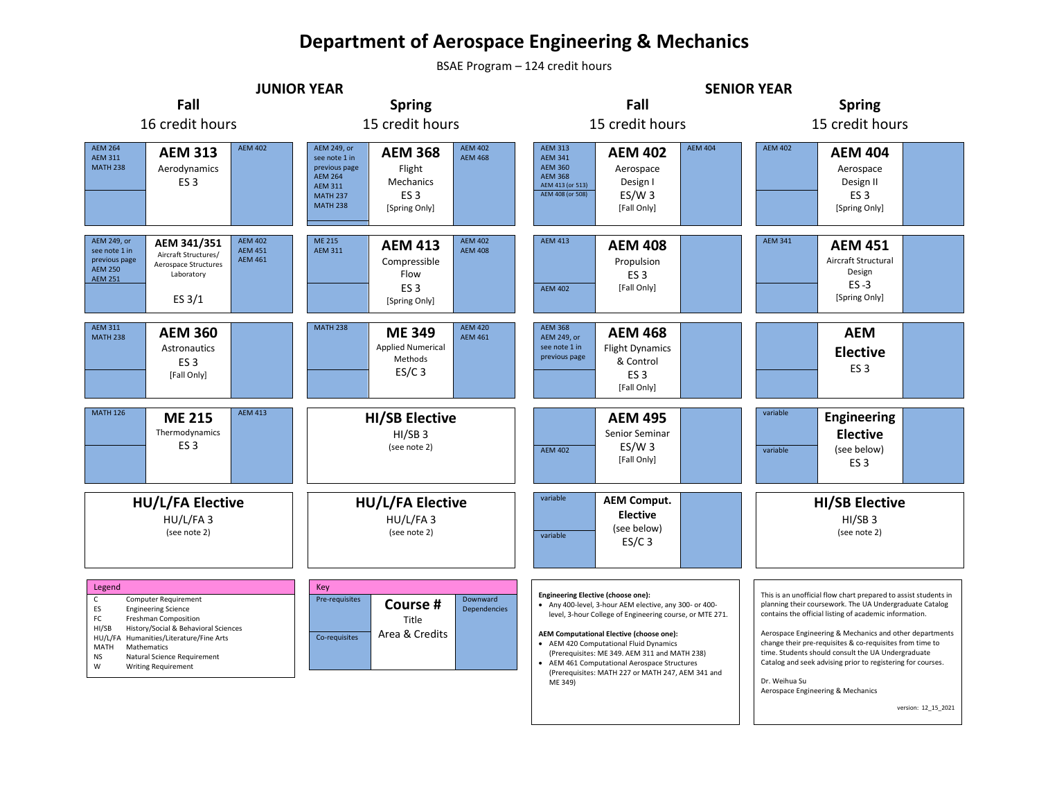# Department of Aerospace Engineering & Mechanics

BSAE Program – 124 credit hours

## JUNIOR YEAR

### Fall — 16 credit hours

| Pre-requisites | Course | Downward Dependencies |
|---|---|---|
| AEM 264, AEM 311, MATH 238 | **AEM 313** Aerodynamics ES 3 | AEM 402 |
| AEM 249, or see note 1 in previous page, AEM 250, AEM 251 | **AEM 341/351** Aircraft Structures/ Aerospace Structures Laboratory ES 3/1 | AEM 402, AEM 451, AEM 461 |
| AEM 311, MATH 238 | **AEM 360** Astronautics ES 3 [Fall Only] | |
| MATH 126 | **ME 215** Thermodynamics ES 3 | AEM 413 |
| | **HU/L/FA Elective** HU/L/FA 3 (see note 2) | |

### Spring — 15 credit hours

| Pre-requisites | Course | Downward Dependencies |
|---|---|---|
| AEM 249, or see note 1 in previous page, AEM 264, AEM 311, MATH 237, MATH 238 | **AEM 368** Flight Mechanics ES 3 [Spring Only] | AEM 402, AEM 468 |
| ME 215, AEM 311 | **AEM 413** Compressible Flow ES 3 [Spring Only] | AEM 402, AEM 408 |
| MATH 238 | **ME 349** Applied Numerical Methods ES/C 3 | AEM 420, AEM 461 |
| | **HI/SB Elective** HI/SB 3 (see note 2) | |
| | **HU/L/FA Elective** HU/L/FA 3 (see note 2) | |

## SENIOR YEAR

### Fall — 15 credit hours

| Pre-requisites | Co-requisites | Course | Downward Dependencies |
|---|---|---|---|
| AEM 313, AEM 341, AEM 360, AEM 368, AEM 413 (or 513), AEM 408 (or 508) | | **AEM 402** Aerospace Design I ES/W 3 [Fall Only] | AEM 404 |
| AEM 413 | AEM 402 | **AEM 408** Propulsion ES 3 [Fall Only] | |
| AEM 368, AEM 249, or see note 1 in previous page | | **AEM 468** Flight Dynamics & Control ES 3 [Fall Only] | |
| | AEM 402 | **AEM 495** Senior Seminar ES/W 3 [Fall Only] | |
| variable | variable | **AEM Comput. Elective** (see below) ES/C 3 | |

### Spring — 15 credit hours

| Pre-requisites | Co-requisites | Course | Downward Dependencies |
|---|---|---|---|
| AEM 402 | | **AEM 404** Aerospace Design II ES 3 [Spring Only] | |
| AEM 341 | | **AEM 451** Aircraft Structural Design ES -3 [Spring Only] | |
| | | **AEM Elective** ES 3 | |
| variable | variable | **Engineering Elective** (see below) ES 3 | |
| | | **HI/SB Elective** HI/SB 3 (see note 2) | |

## Legend

| | |
|---|---|
| C | Computer Requirement |
| ES | Engineering Science |
| FC | Freshman Composition |
| HI/SB | History/Social & Behavioral Sciences |
| HU/L/FA | Humanities/Literature/Fine Arts |
| MATH | Mathematics |
| NS | Natural Science Requirement |
| W | Writing Requirement |

## Key

| Pre-requisites | Course # Title Area & Credits | Downward Dependencies |
|---|---|---|
| Co-requisites | | |

**Engineering Elective (choose one):**

- Any 400-level, 3-hour AEM elective, any 300- or 400-level, 3-hour College of Engineering course, or MTE 271.

**AEM Computational Elective (choose one):**

- AEM 420 Computational Fluid Dynamics (Prerequisites: ME 349. AEM 311 and MATH 238)
- AEM 461 Computational Aerospace Structures (Prerequisites: MATH 227 or MATH 247, AEM 341 and ME 349)

This is an unofficial flow chart prepared to assist students in planning their coursework. The UA Undergraduate Catalog contains the official listing of academic information.

Aerospace Engineering & Mechanics and other departments change their pre-requisites & co-requisites from time to time. Students should consult the UA Undergraduate Catalog and seek advising prior to registering for courses.

Dr. Weihua Su
Aerospace Engineering & Mechanics

version: 12_15_2021